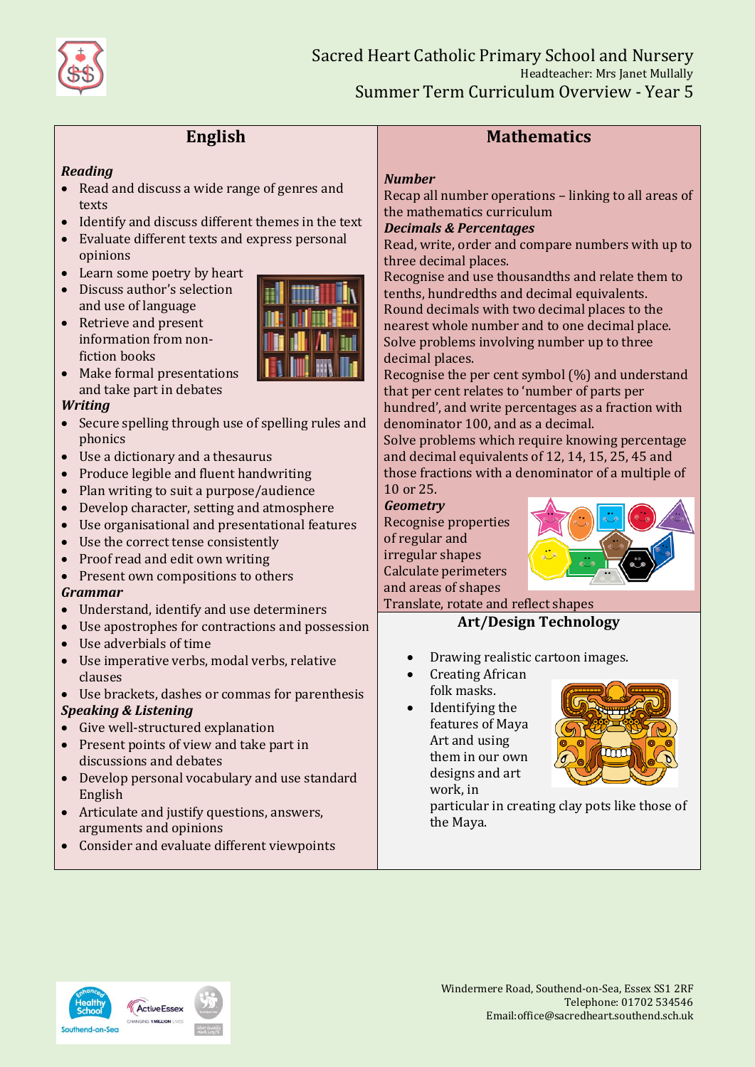# Sacred Heart Catholic Primary School and Nursery

Headteacher: Mrs Janet Mullally

## Summer Term Curriculum Overview - Year 5

## English

***Reading***

- Read and discuss a wide range of genres and texts
- Identify and discuss different themes in the text
- Evaluate different texts and express personal opinions
- Learn some poetry by heart
- Discuss author's selection and use of language
- Retrieve and present information from non-fiction books
- Make formal presentations and take part in debates

***Writing***

- Secure spelling through use of spelling rules and phonics
- Use a dictionary and a thesaurus
- Produce legible and fluent handwriting
- Plan writing to suit a purpose/audience
- Develop character, setting and atmosphere
- Use organisational and presentational features
- Use the correct tense consistently
- Proof read and edit own writing
- Present own compositions to others

***Grammar***

- Understand, identify and use determiners
- Use apostrophes for contractions and possession
- Use adverbials of time
- Use imperative verbs, modal verbs, relative clauses
- Use brackets, dashes or commas for parenthesis

***Speaking & Listening***

- Give well-structured explanation
- Present points of view and take part in discussions and debates
- Develop personal vocabulary and use standard English
- Articulate and justify questions, answers, arguments and opinions
- Consider and evaluate different viewpoints

## Mathematics

***Number***

Recap all number operations – linking to all areas of the mathematics curriculum

***Decimals & Percentages***

Read, write, order and compare numbers with up to three decimal places.

Recognise and use thousandths and relate them to tenths, hundredths and decimal equivalents.

Round decimals with two decimal places to the nearest whole number and to one decimal place.

Solve problems involving number up to three decimal places.

Recognise the per cent symbol (%) and understand that per cent relates to 'number of parts per hundred', and write percentages as a fraction with denominator 100, and as a decimal.

Solve problems which require knowing percentage and decimal equivalents of 12, 14, 15, 25, 45 and those fractions with a denominator of a multiple of 10 or 25.

***Geometry***

Recognise properties of regular and irregular shapes

Calculate perimeters and areas of shapes

Translate, rotate and reflect shapes

## Art/Design Technology

- Drawing realistic cartoon images.
- Creating African folk masks.
- Identifying the features of Maya Art and using them in our own designs and art work, in particular in creating clay pots like those of the Maya.

Windermere Road, Southend-on-Sea, Essex SS1 2RF
Telephone: 01702 534546
Email:office@sacredheart.southend.sch.uk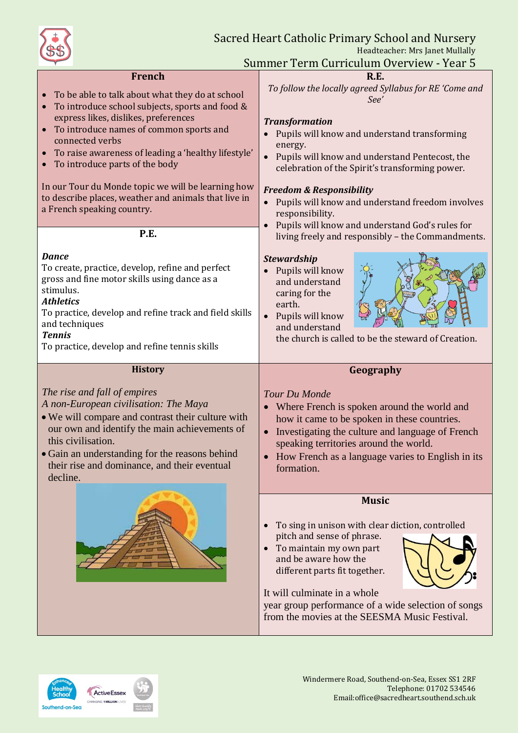# Sacred Heart Catholic Primary School and Nursery

Headteacher: Mrs Janet Mullally

## Summer Term Curriculum Overview - Year 5

### French

- To be able to talk about what they do at school
- To introduce school subjects, sports and food & express likes, dislikes, preferences
- To introduce names of common sports and connected verbs
- To raise awareness of leading a 'healthy lifestyle'
- To introduce parts of the body

In our Tour du Monde topic we will be learning how to describe places, weather and animals that live in a French speaking country.

### P.E.

***Dance***
To create, practice, develop, refine and perfect gross and fine motor skills using dance as a stimulus.

***Athletics***
To practice, develop and refine track and field skills and techniques

***Tennis***
To practice, develop and refine tennis skills

### History

*The rise and fall of empires*

*A non-European civilisation: The Maya*

- We will compare and contrast their culture with our own and identify the main achievements of this civilisation.
- Gain an understanding for the reasons behind their rise and dominance, and their eventual decline.

### R.E.

*To follow the locally agreed Syllabus for RE 'Come and See'*

***Transformation***

- Pupils will know and understand transforming energy.
- Pupils will know and understand Pentecost, the celebration of the Spirit's transforming power.

***Freedom & Responsibility***

- Pupils will know and understand freedom involves responsibility.
- Pupils will know and understand God's rules for living freely and responsibly – the Commandments.

***Stewardship***

- Pupils will know and understand caring for the earth.
- Pupils will know and understand the church is called to be the steward of Creation.

### Geography

*Tour Du Monde*

- Where French is spoken around the world and how it came to be spoken in these countries.
- Investigating the culture and language of French speaking territories around the world.
- How French as a language varies to English in its formation.

### Music

- To sing in unison with clear diction, controlled pitch and sense of phrase.
- To maintain my own part and be aware how the different parts fit together.

It will culminate in a whole year group performance of a wide selection of songs from the movies at the SEESMA Music Festival.

Windermere Road, Southend-on-Sea, Essex SS1 2RF
Telephone: 01702 534546
Email:office@sacredheart.southend.sch.uk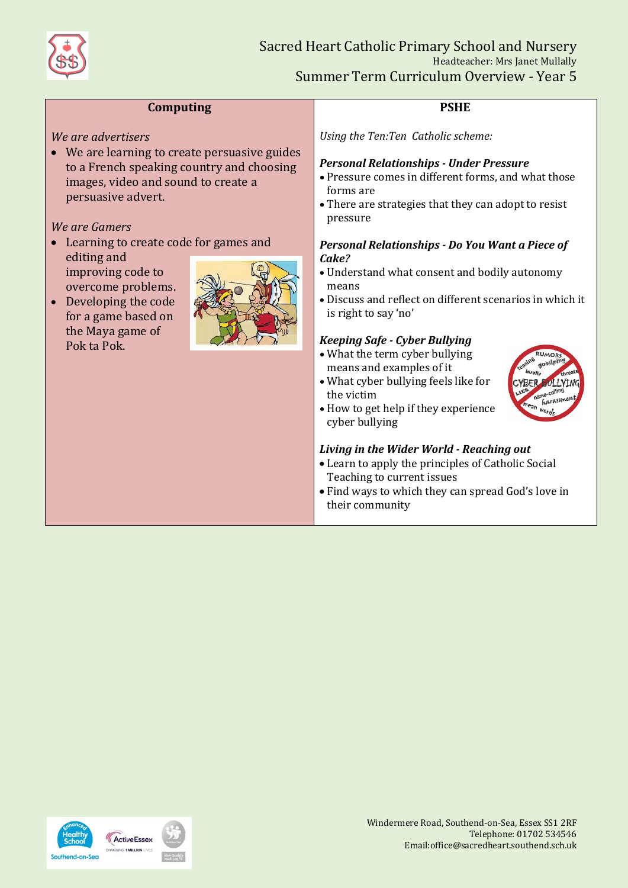Sacred Heart Catholic Primary School and Nursery

Headteacher: Mrs Janet Mullally

Summer Term Curriculum Overview - Year 5

## Computing

*We are advertisers*

- We are learning to create persuasive guides to a French speaking country and choosing images, video and sound to create a persuasive advert.

*We are Gamers*

- Learning to create code for games and editing and improving code to overcome problems.
- Developing the code for a game based on the Maya game of Pok ta Pok.

## PSHE

*Using the Ten:Ten Catholic scheme:*

***Personal Relationships - Under Pressure***

- Pressure comes in different forms, and what those forms are
- There are strategies that they can adopt to resist pressure

***Personal Relationships - Do You Want a Piece of Cake?***

- Understand what consent and bodily autonomy means
- Discuss and reflect on different scenarios in which it is right to say 'no'

***Keeping Safe - Cyber Bullying***

- What the term cyber bullying means and examples of it
- What cyber bullying feels like for the victim
- How to get help if they experience cyber bullying

***Living in the Wider World - Reaching out***

- Learn to apply the principles of Catholic Social Teaching to current issues
- Find ways to which they can spread God's love in their community

Windermere Road, Southend-on-Sea, Essex SS1 2RF

Telephone: 01702 534546

Email:office@sacredheart.southend.sch.uk